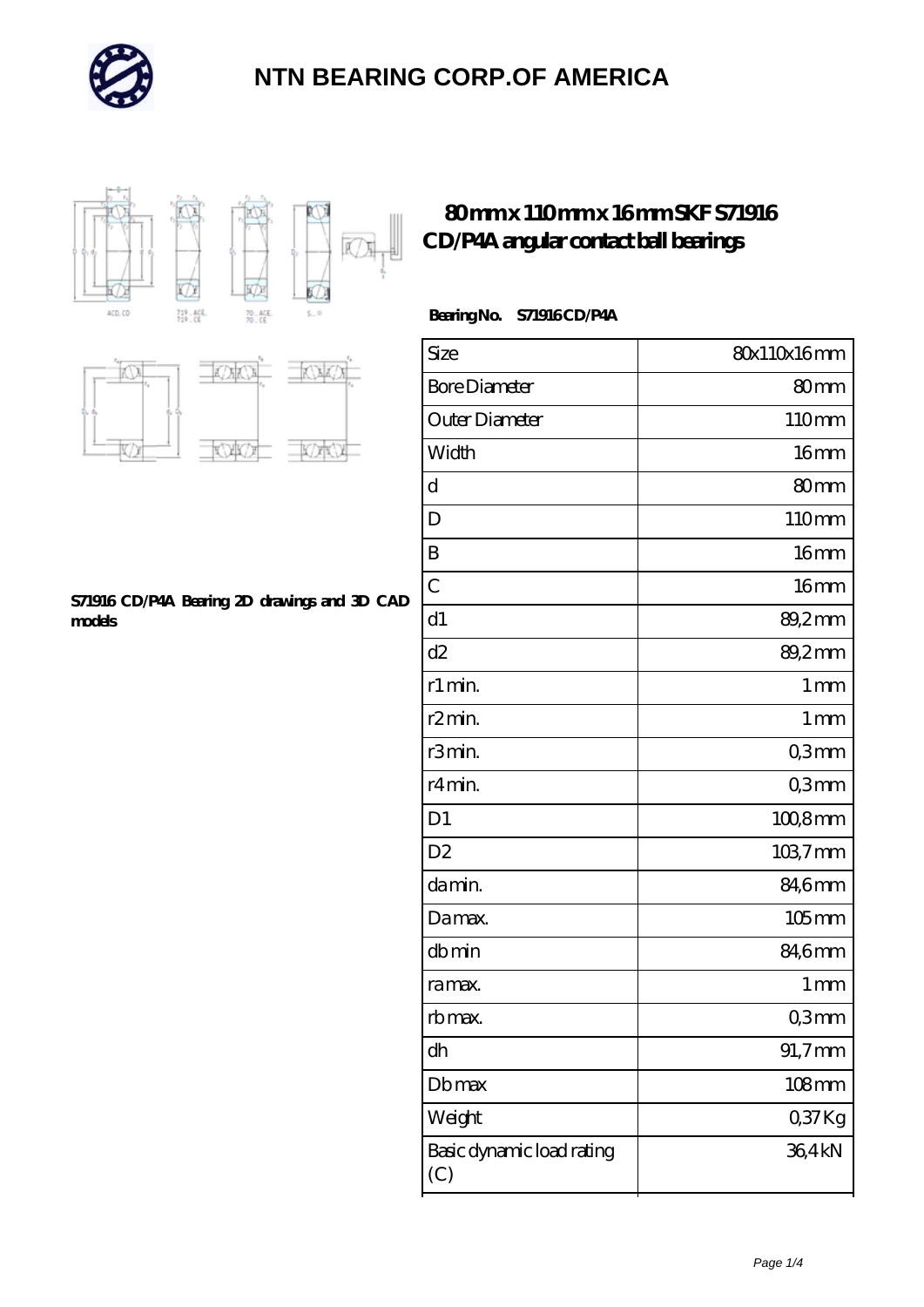# NTN BEARING CORP.OF AMERICA

## 80 mm x 110 mm x 16 mm SKF S71916 CD/P4A angular contact ball bearings

S71916 CD/P4A Bearing 2D drawings and 3D CAD models

**Bearing No. S71916 CD/P4A**

| Size | 80x110x16 mm |
|---|---|
| Bore Diameter | 80 mm |
| Outer Diameter | 110 mm |
| Width | 16 mm |
| d | 80 mm |
| D | 110 mm |
| B | 16 mm |
| C | 16 mm |
| d1 | 89,2 mm |
| d2 | 89,2 mm |
| r1 min. | 1 mm |
| r2 min. | 1 mm |
| r3 min. | 0,3 mm |
| r4 min. | 0,3 mm |
| D1 | 100,8 mm |
| D2 | 103,7 mm |
| da min. | 84,6 mm |
| Da max. | 105 mm |
| db min | 84,6 mm |
| ra max. | 1 mm |
| rb max. | 0,3 mm |
| dh | 91,7 mm |
| Db max | 108 mm |
| Weight | 0,37 Kg |
| Basic dynamic load rating (C) | 36,4 kN |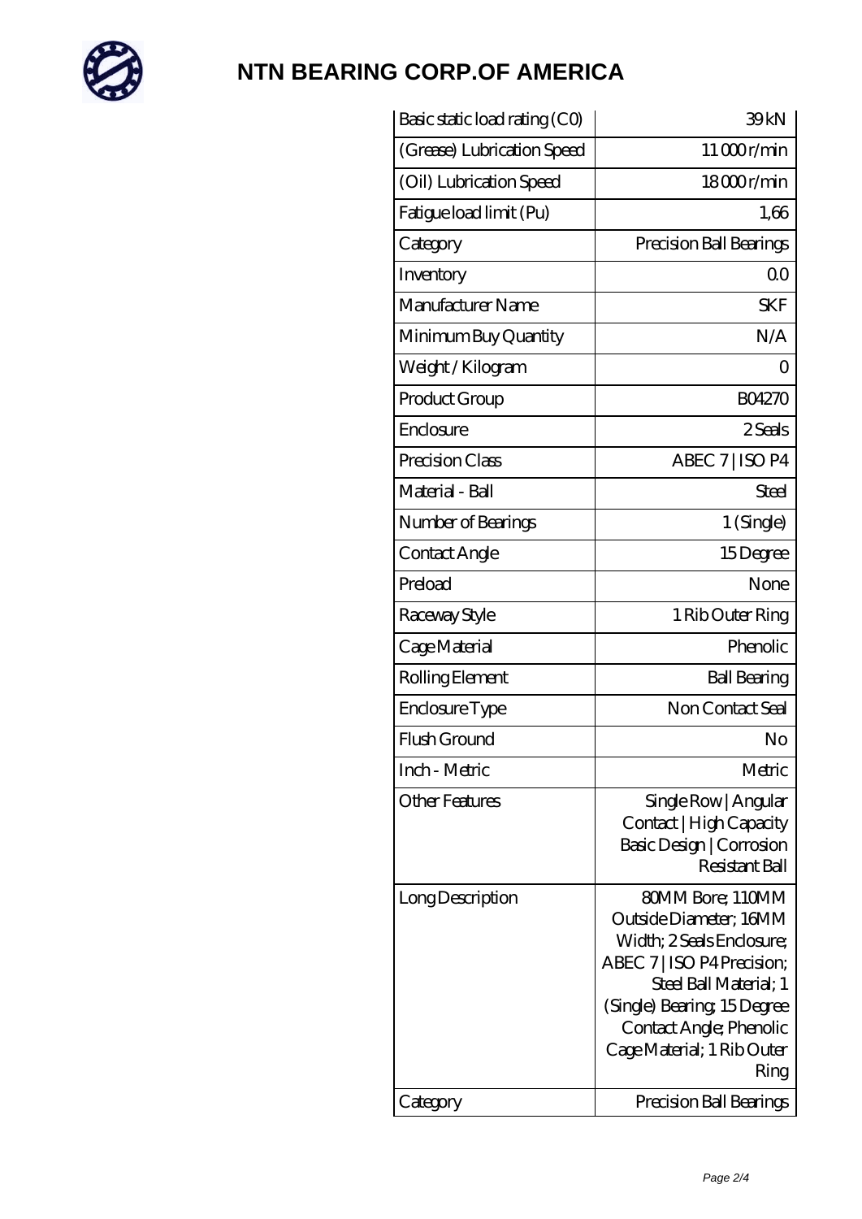# NTN BEARING CORP.OF AMERICA

| Basic static load rating (C0) | 39 kN |
|---|---|
| (Grease) Lubrication Speed | 11 000 r/min |
| (Oil) Lubrication Speed | 18 000 r/min |
| Fatigue load limit (Pu) | 1,66 |
| Category | Precision Ball Bearings |
| Inventory | 0.0 |
| Manufacturer Name | SKF |
| Minimum Buy Quantity | N/A |
| Weight / Kilogram | 0 |
| Product Group | B04270 |
| Enclosure | 2 Seals |
| Precision Class | ABEC 7 \| ISO P4 |
| Material - Ball | Steel |
| Number of Bearings | 1 (Single) |
| Contact Angle | 15 Degree |
| Preload | None |
| Raceway Style | 1 Rib Outer Ring |
| Cage Material | Phenolic |
| Rolling Element | Ball Bearing |
| Enclosure Type | Non Contact Seal |
| Flush Ground | No |
| Inch - Metric | Metric |
| Other Features | Single Row \| Angular Contact \| High Capacity Basic Design \| Corrosion Resistant Ball |
| Long Description | 80MM Bore; 110MM Outside Diameter; 16MM Width; 2 Seals Enclosure; ABEC 7 \| ISO P4 Precision; Steel Ball Material; 1 (Single) Bearing; 15 Degree Contact Angle; Phenolic Cage Material; 1 Rib Outer Ring |
| Category | Precision Ball Bearings |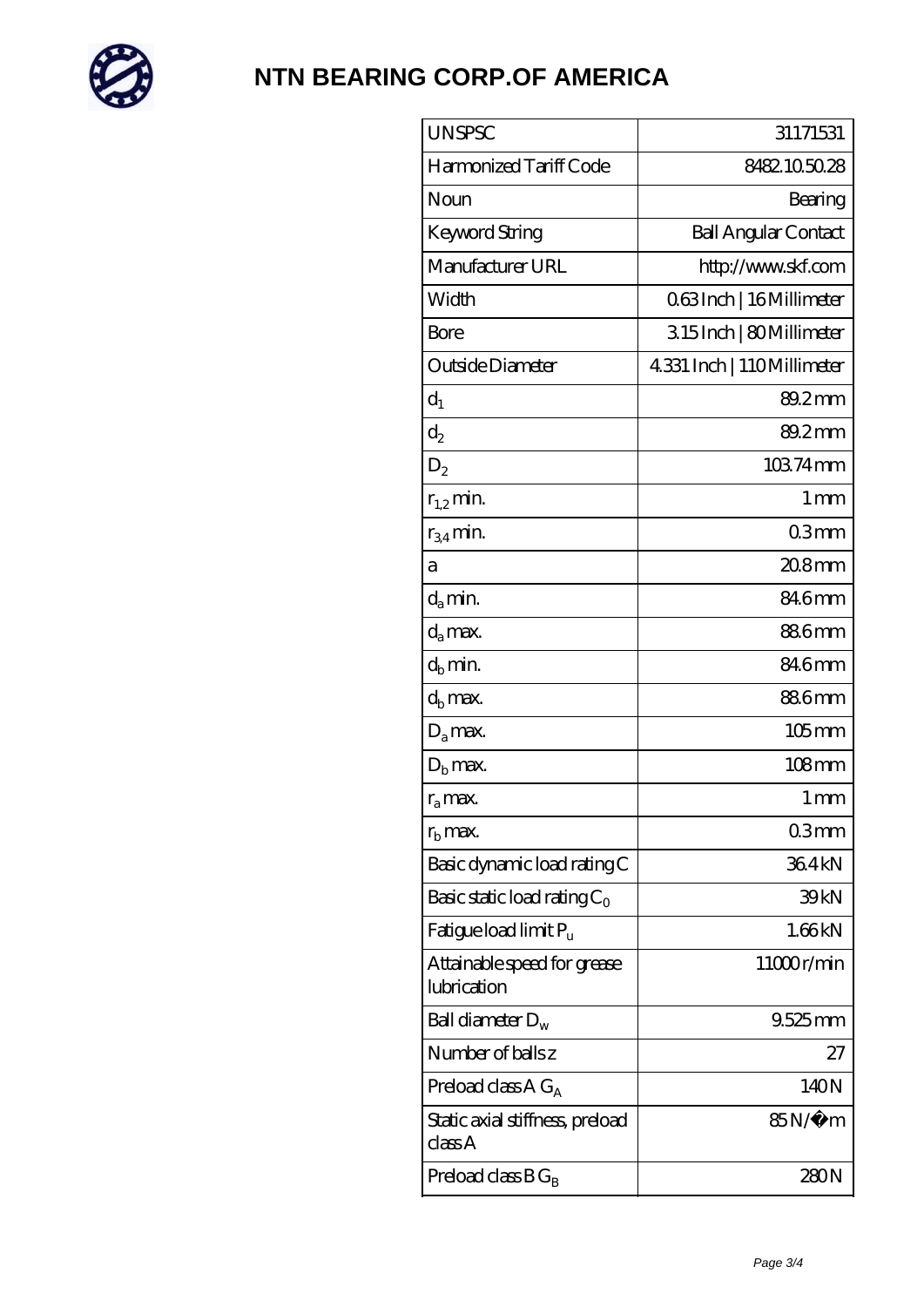# NTN BEARING CORP.OF AMERICA

| | |
|---|---|
| UNSPSC | 31171531 |
| Harmonized Tariff Code | 8482.10.50.28 |
| Noun | Bearing |
| Keyword String | Ball Angular Contact |
| Manufacturer URL | http://www.skf.com |
| Width | 0.63 Inch \| 16 Millimeter |
| Bore | 3.15 Inch \| 80 Millimeter |
| Outside Diameter | 4.331 Inch \| 110 Millimeter |
| $d_1$ | 89.2 mm |
| $d_2$ | 89.2 mm |
| $D_2$ | 103.74 mm |
| $r_{1,2}$ min. | 1 mm |
| $r_{3,4}$ min. | 0.3 mm |
| a | 20.8 mm |
| $d_a$ min. | 84.6 mm |
| $d_a$ max. | 88.6 mm |
| $d_b$ min. | 84.6 mm |
| $d_b$ max. | 88.6 mm |
| $D_a$ max. | 105 mm |
| $D_b$ max. | 108 mm |
| $r_a$ max. | 1 mm |
| $r_b$ max. | 0.3 mm |
| Basic dynamic load rating C | 36.4 kN |
| Basic static load rating $C_0$ | 39 kN |
| Fatigue load limit $P_u$ | 1.66 kN |
| Attainable speed for grease lubrication | 11000 r/min |
| Ball diameter $D_w$ | 9.525 mm |
| Number of balls z | 27 |
| Preload class A $G_A$ | 140 N |
| Static axial stiffness, preload class A | 85 N/�m |
| Preload class B $G_B$ | 280 N |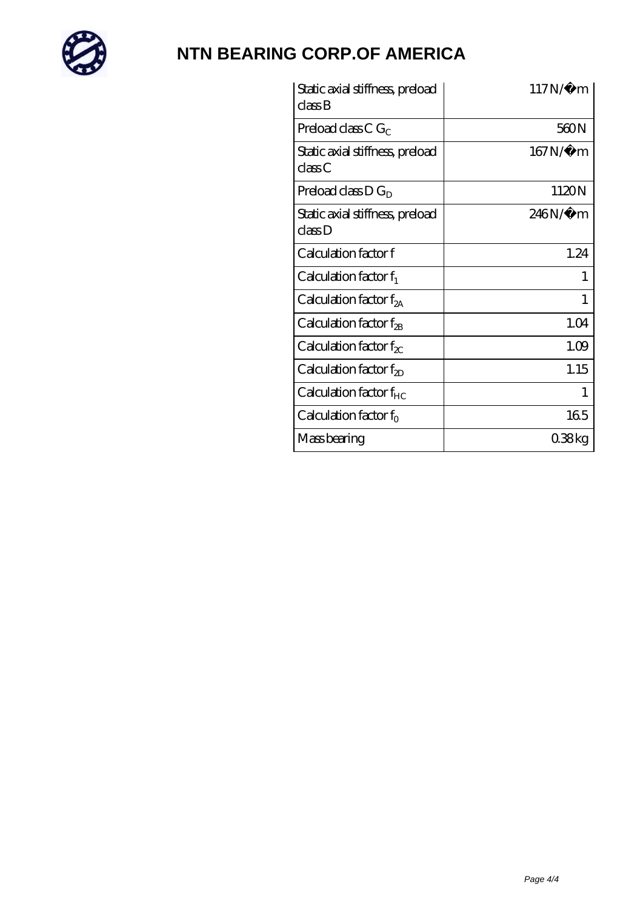# NTN BEARING CORP.OF AMERICA

| | |
|---|---|
| Static axial stiffness, preload class B | 117 N/�m |
| Preload class C $G_C$ | 560 N |
| Static axial stiffness, preload class C | 167 N/�m |
| Preload class D $G_D$ | 1120 N |
| Static axial stiffness, preload class D | 246 N/�m |
| Calculation factor f | 1.24 |
| Calculation factor $f_1$ | 1 |
| Calculation factor $f_{2A}$ | 1 |
| Calculation factor $f_{2B}$ | 1.04 |
| Calculation factor $f_{2C}$ | 1.09 |
| Calculation factor $f_{2D}$ | 1.15 |
| Calculation factor $f_{HC}$ | 1 |
| Calculation factor $f_0$ | 16.5 |
| Mass bearing | 0.38 kg |